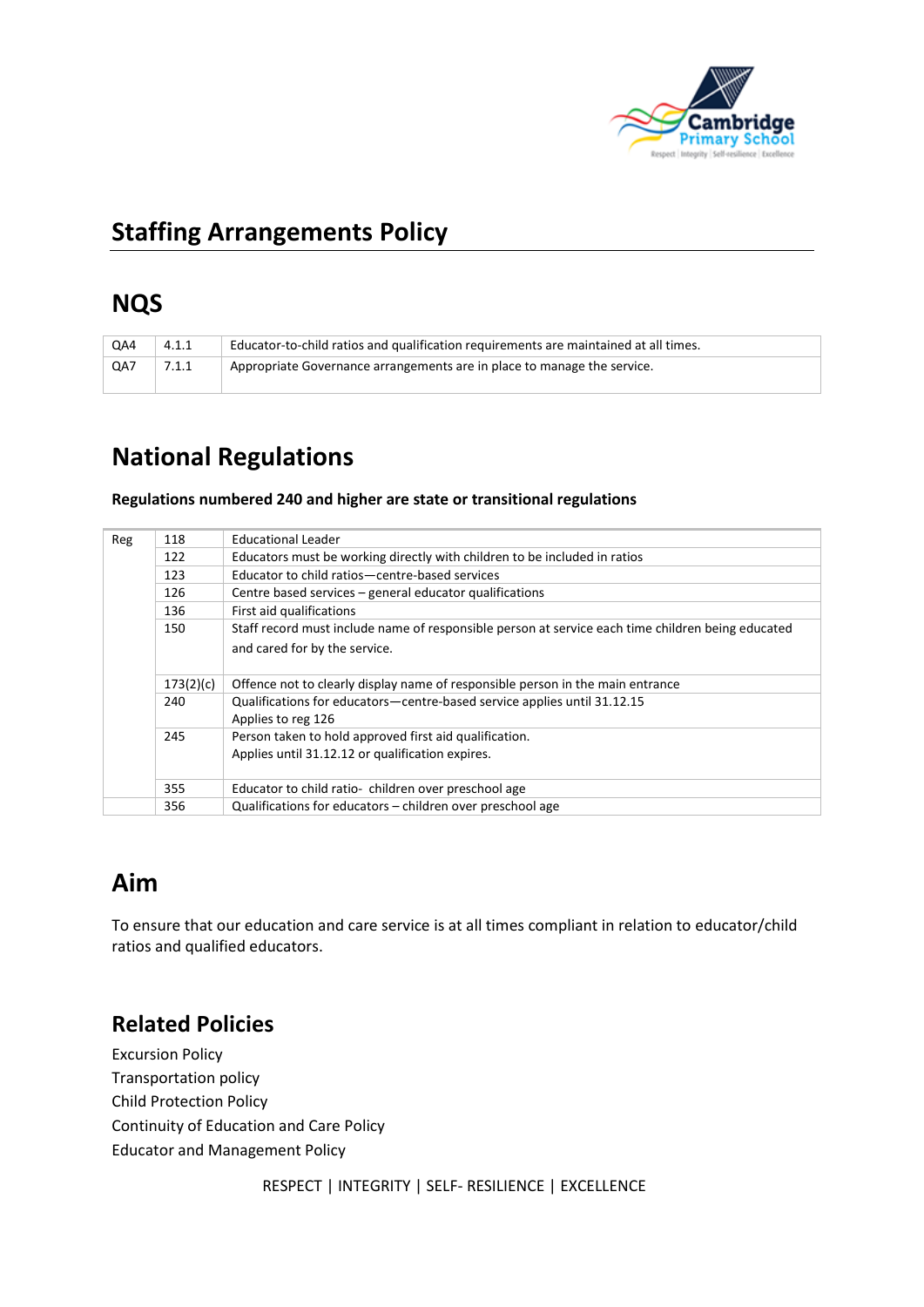# Staffing Arrangements Policy

## NQS

| | | |
|---|---|---|
| QA4 | 4.1.1 | Educator-to-child ratios and qualification requirements are maintained at all times. |
| QA7 | 7.1.1 | Appropriate Governance arrangements are in place to manage the service. |

## National Regulations

**Regulations numbered 240 and higher are state or transitional regulations**

| | | |
|---|---|---|
| Reg | 118 | Educational Leader |
| | 122 | Educators must be working directly with children to be included in ratios |
| | 123 | Educator to child ratios—centre-based services |
| | 126 | Centre based services – general educator qualifications |
| | 136 | First aid qualifications |
| | 150 | Staff record must include name of responsible person at service each time children being educated and cared for by the service. |
| | 173(2)(c) | Offence not to clearly display name of responsible person in the main entrance |
| | 240 | Qualifications for educators—centre-based service applies until 31.12.15<br>Applies to reg 126 |
| | 245 | Person taken to hold approved first aid qualification.<br>Applies until 31.12.12 or qualification expires. |
| | 355 | Educator to child ratio- children over preschool age |
| | 356 | Qualifications for educators – children over preschool age |

## Aim

To ensure that our education and care service is at all times compliant in relation to educator/child ratios and qualified educators.

## Related Policies

Excursion Policy
Transportation policy
Child Protection Policy
Continuity of Education and Care Policy
Educator and Management Policy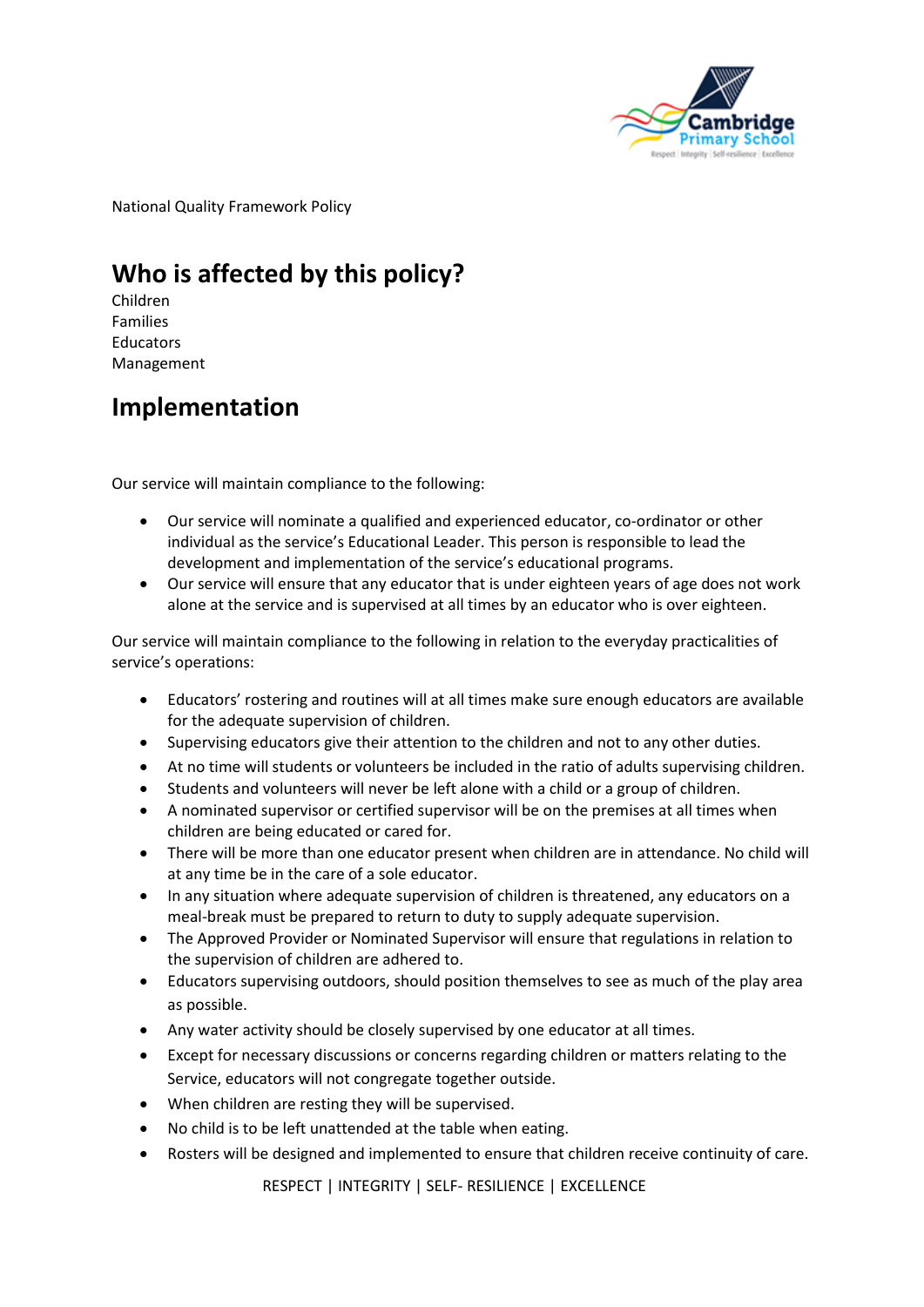National Quality Framework Policy

## Who is affected by this policy?

Children
Families
Educators
Management

## Implementation

Our service will maintain compliance to the following:

- Our service will nominate a qualified and experienced educator, co-ordinator or other individual as the service's Educational Leader. This person is responsible to lead the development and implementation of the service's educational programs.
- Our service will ensure that any educator that is under eighteen years of age does not work alone at the service and is supervised at all times by an educator who is over eighteen.

Our service will maintain compliance to the following in relation to the everyday practicalities of service's operations:

- Educators' rostering and routines will at all times make sure enough educators are available for the adequate supervision of children.
- Supervising educators give their attention to the children and not to any other duties.
- At no time will students or volunteers be included in the ratio of adults supervising children.
- Students and volunteers will never be left alone with a child or a group of children.
- A nominated supervisor or certified supervisor will be on the premises at all times when children are being educated or cared for.
- There will be more than one educator present when children are in attendance. No child will at any time be in the care of a sole educator.
- In any situation where adequate supervision of children is threatened, any educators on a meal-break must be prepared to return to duty to supply adequate supervision.
- The Approved Provider or Nominated Supervisor will ensure that regulations in relation to the supervision of children are adhered to.
- Educators supervising outdoors, should position themselves to see as much of the play area as possible.
- Any water activity should be closely supervised by one educator at all times.
- Except for necessary discussions or concerns regarding children or matters relating to the Service, educators will not congregate together outside.
- When children are resting they will be supervised.
- No child is to be left unattended at the table when eating.
- Rosters will be designed and implemented to ensure that children receive continuity of care.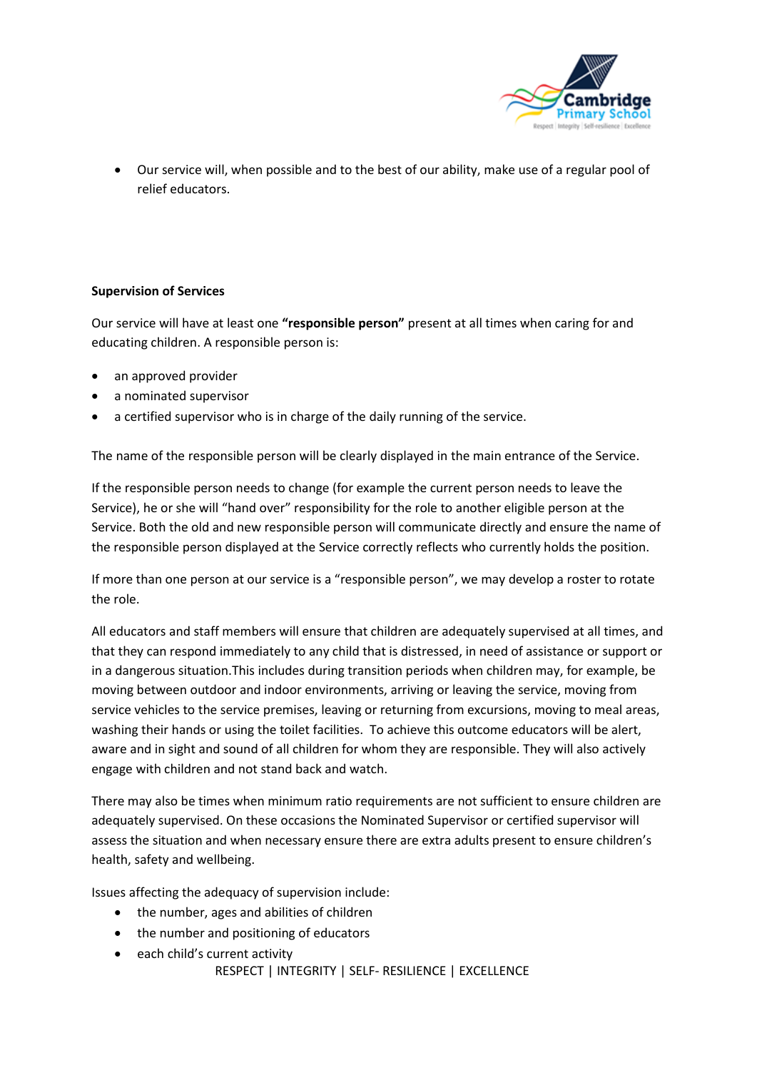- Our service will, when possible and to the best of our ability, make use of a regular pool of relief educators.

**Supervision of Services**

Our service will have at least one **"responsible person"** present at all times when caring for and educating children. A responsible person is:

- an approved provider
- a nominated supervisor
- a certified supervisor who is in charge of the daily running of the service.

The name of the responsible person will be clearly displayed in the main entrance of the Service.

If the responsible person needs to change (for example the current person needs to leave the Service), he or she will "hand over" responsibility for the role to another eligible person at the Service. Both the old and new responsible person will communicate directly and ensure the name of the responsible person displayed at the Service correctly reflects who currently holds the position.

If more than one person at our service is a "responsible person", we may develop a roster to rotate the role.

All educators and staff members will ensure that children are adequately supervised at all times, and that they can respond immediately to any child that is distressed, in need of assistance or support or in a dangerous situation.This includes during transition periods when children may, for example, be moving between outdoor and indoor environments, arriving or leaving the service, moving from service vehicles to the service premises, leaving or returning from excursions, moving to meal areas, washing their hands or using the toilet facilities. To achieve this outcome educators will be alert, aware and in sight and sound of all children for whom they are responsible. They will also actively engage with children and not stand back and watch.

There may also be times when minimum ratio requirements are not sufficient to ensure children are adequately supervised. On these occasions the Nominated Supervisor or certified supervisor will assess the situation and when necessary ensure there are extra adults present to ensure children's health, safety and wellbeing.

Issues affecting the adequacy of supervision include:

- the number, ages and abilities of children
- the number and positioning of educators
- each child's current activity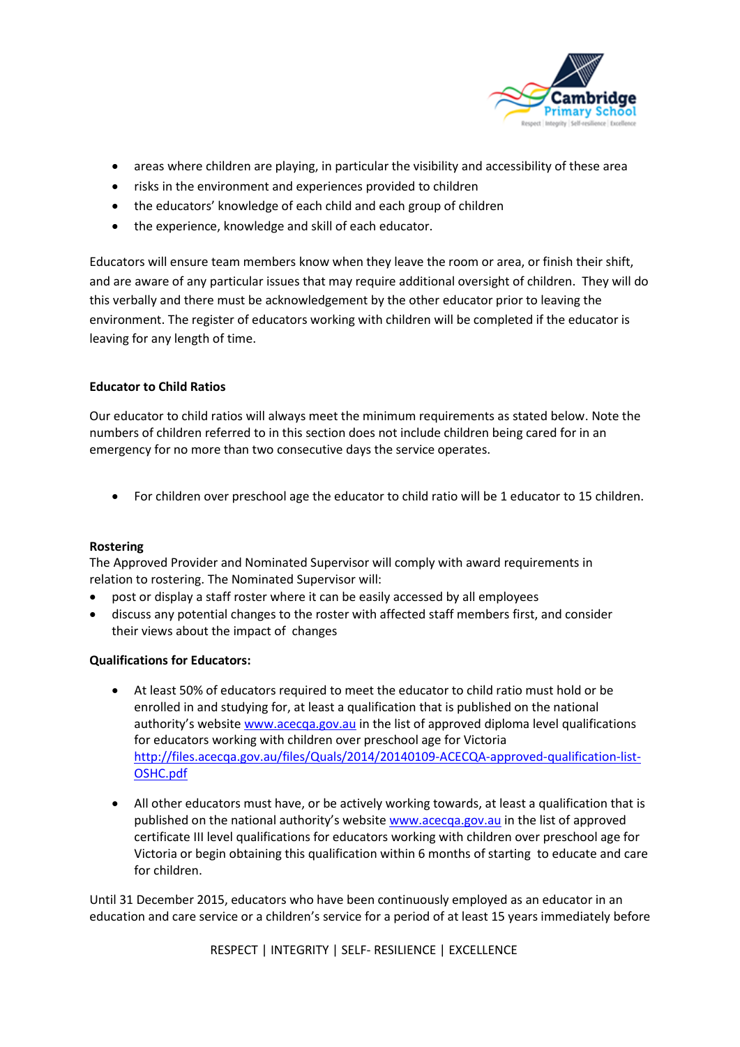- areas where children are playing, in particular the visibility and accessibility of these area
- risks in the environment and experiences provided to children
- the educators' knowledge of each child and each group of children
- the experience, knowledge and skill of each educator.

Educators will ensure team members know when they leave the room or area, or finish their shift, and are aware of any particular issues that may require additional oversight of children. They will do this verbally and there must be acknowledgement by the other educator prior to leaving the environment. The register of educators working with children will be completed if the educator is leaving for any length of time.

**Educator to Child Ratios**

Our educator to child ratios will always meet the minimum requirements as stated below. Note the numbers of children referred to in this section does not include children being cared for in an emergency for no more than two consecutive days the service operates.

- For children over preschool age the educator to child ratio will be 1 educator to 15 children.

**Rostering**

The Approved Provider and Nominated Supervisor will comply with award requirements in relation to rostering. The Nominated Supervisor will:

- post or display a staff roster where it can be easily accessed by all employees
- discuss any potential changes to the roster with affected staff members first, and consider their views about the impact of changes

**Qualifications for Educators:**

- At least 50% of educators required to meet the educator to child ratio must hold or be enrolled in and studying for, at least a qualification that is published on the national authority's website www.acecqa.gov.au in the list of approved diploma level qualifications for educators working with children over preschool age for Victoria http://files.acecqa.gov.au/files/Quals/2014/20140109-ACECQA-approved-qualification-list-OSHC.pdf

- All other educators must have, or be actively working towards, at least a qualification that is published on the national authority's website www.acecqa.gov.au in the list of approved certificate III level qualifications for educators working with children over preschool age for Victoria or begin obtaining this qualification within 6 months of starting to educate and care for children.

Until 31 December 2015, educators who have been continuously employed as an educator in an education and care service or a children's service for a period of at least 15 years immediately before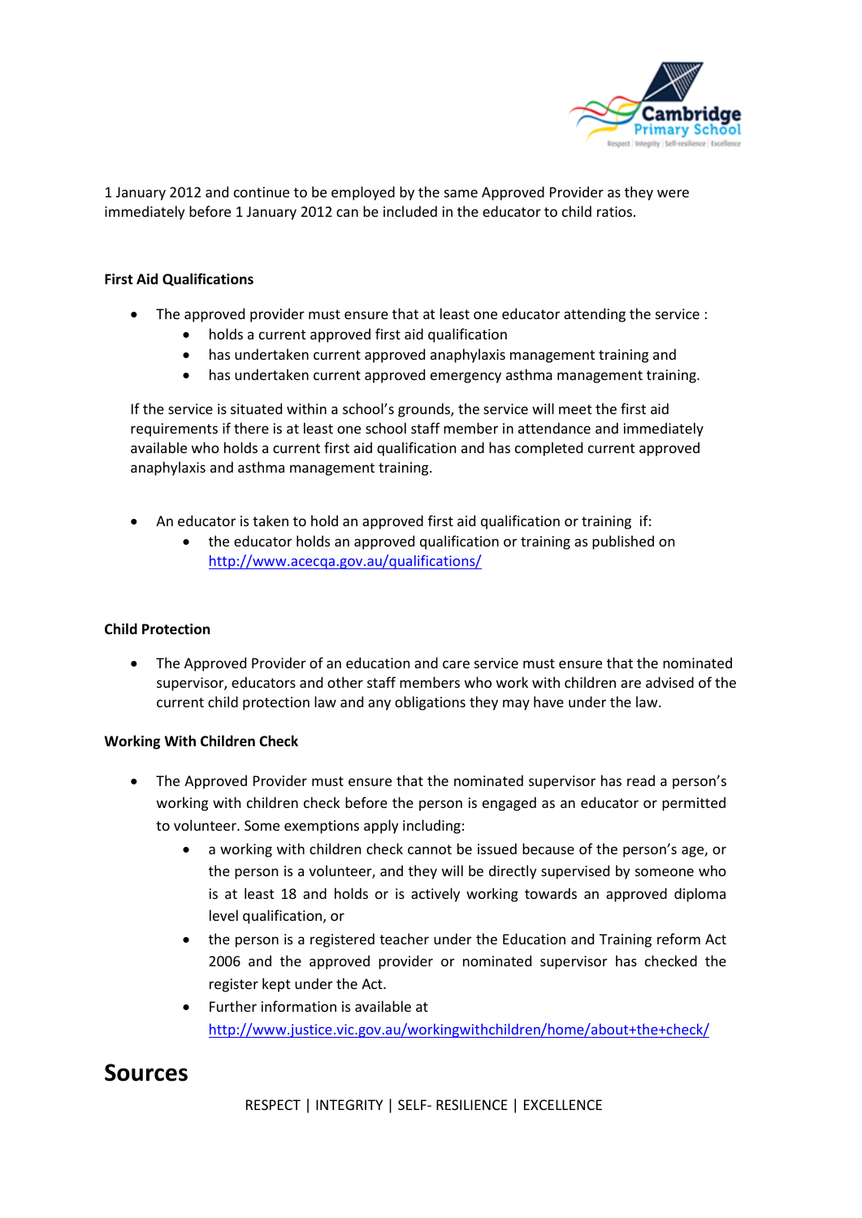1 January 2012 and continue to be employed by the same Approved Provider as they were immediately before 1 January 2012 can be included in the educator to child ratios.

**First Aid Qualifications**

- The approved provider must ensure that at least one educator attending the service :
  - holds a current approved first aid qualification
  - has undertaken current approved anaphylaxis management training and
  - has undertaken current approved emergency asthma management training.

  If the service is situated within a school's grounds, the service will meet the first aid requirements if there is at least one school staff member in attendance and immediately available who holds a current first aid qualification and has completed current approved anaphylaxis and asthma management training.

- An educator is taken to hold an approved first aid qualification or training if:
  - the educator holds an approved qualification or training as published on http://www.acecqa.gov.au/qualifications/

**Child Protection**

- The Approved Provider of an education and care service must ensure that the nominated supervisor, educators and other staff members who work with children are advised of the current child protection law and any obligations they may have under the law.

**Working With Children Check**

- The Approved Provider must ensure that the nominated supervisor has read a person's working with children check before the person is engaged as an educator or permitted to volunteer. Some exemptions apply including:
  - a working with children check cannot be issued because of the person's age, or the person is a volunteer, and they will be directly supervised by someone who is at least 18 and holds or is actively working towards an approved diploma level qualification, or
  - the person is a registered teacher under the Education and Training reform Act 2006 and the approved provider or nominated supervisor has checked the register kept under the Act.
  - Further information is available at http://www.justice.vic.gov.au/workingwithchildren/home/about+the+check/

# Sources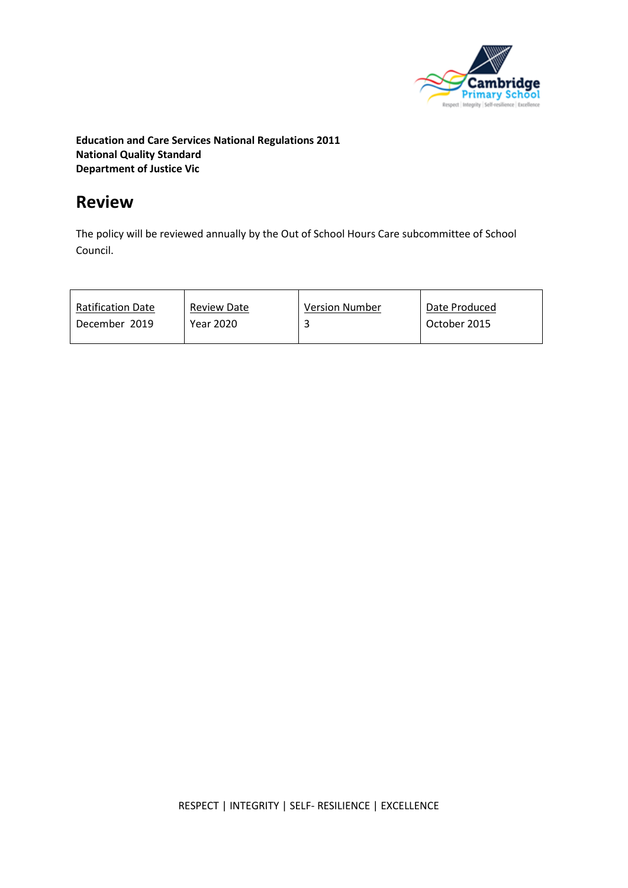**Education and Care Services National Regulations 2011**
**National Quality Standard**
**Department of Justice Vic**

## Review

The policy will be reviewed annually by the Out of School Hours Care subcommittee of School Council.

| Ratification Date | Review Date | Version Number | Date Produced |
|---|---|---|---|
| December 2019 | Year 2020 | 3 | October 2015 |